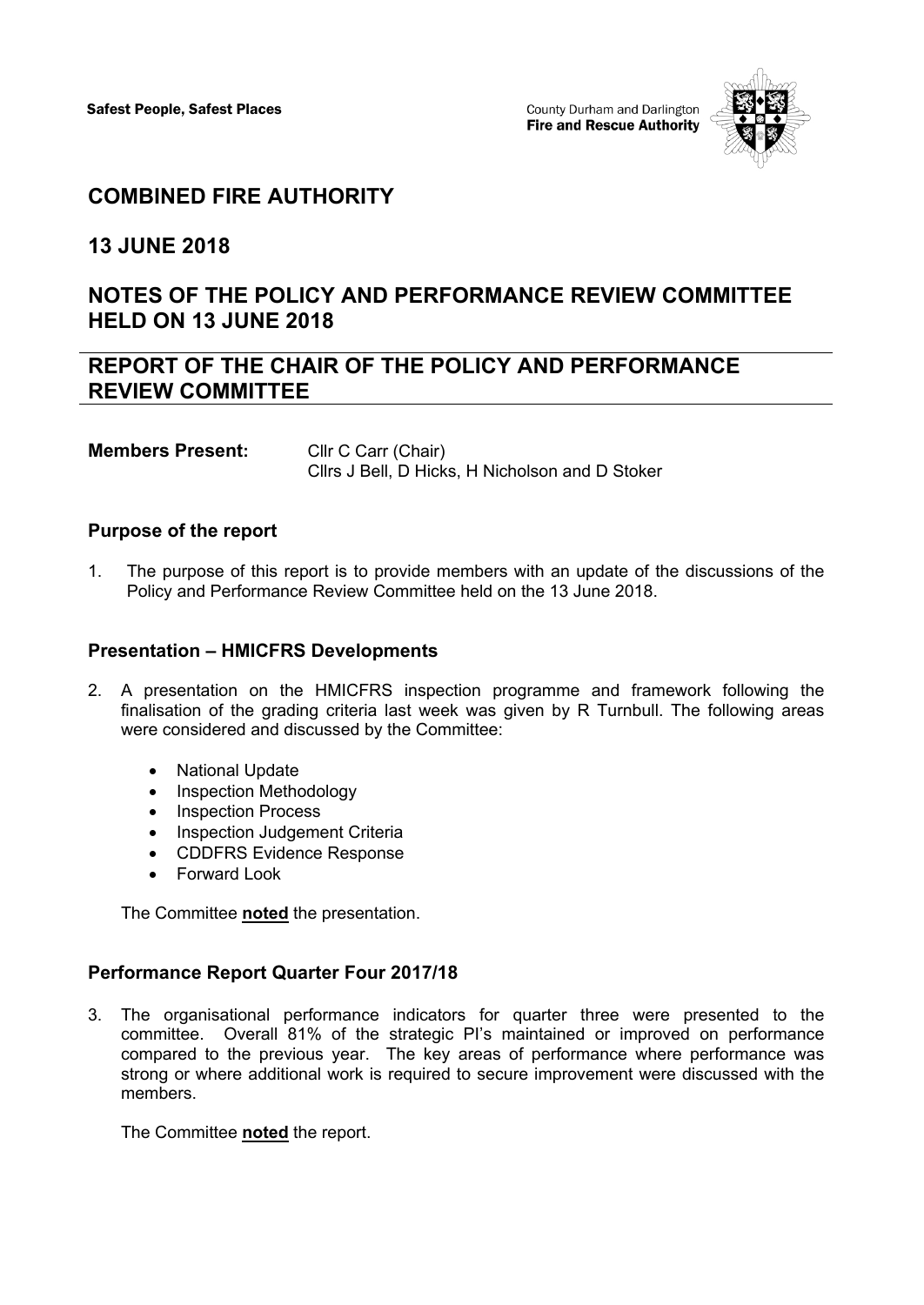Safest People, Safest Places

County Durham and Darlington **Fire and Rescue Authority**

## COMBINED FIRE AUTHORITY

## 13 JUNE 2018

## NOTES OF THE POLICY AND PERFORMANCE REVIEW COMMITTEE HELD ON 13 JUNE 2018

## REPORT OF THE CHAIR OF THE POLICY AND PERFORMANCE REVIEW COMMITTEE

**Members Present:** Cllr C Carr (Chair)
Cllrs J Bell, D Hicks, H Nicholson and D Stoker

### Purpose of the report

1. The purpose of this report is to provide members with an update of the discussions of the Policy and Performance Review Committee held on the 13 June 2018.

### Presentation – HMICFRS Developments

2. A presentation on the HMICFRS inspection programme and framework following the finalisation of the grading criteria last week was given by R Turnbull. The following areas were considered and discussed by the Committee:

   - National Update
   - Inspection Methodology
   - Inspection Process
   - Inspection Judgement Criteria
   - CDDFRS Evidence Response
   - Forward Look

   The Committee **noted** the presentation.

### Performance Report Quarter Four 2017/18

3. The organisational performance indicators for quarter three were presented to the committee. Overall 81% of the strategic PI's maintained or improved on performance compared to the previous year. The key areas of performance where performance was strong or where additional work is required to secure improvement were discussed with the members.

   The Committee **noted** the report.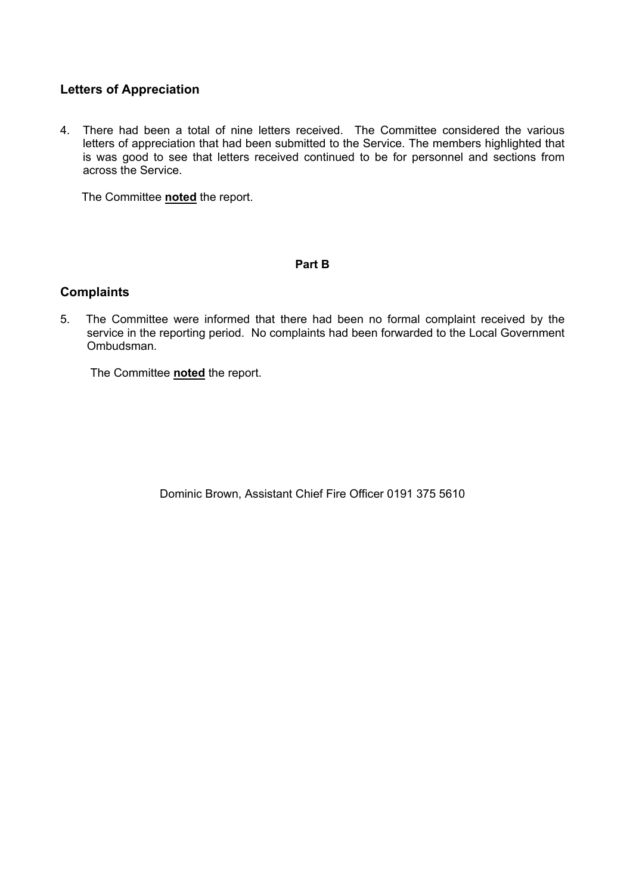## Letters of Appreciation

4. There had been a total of nine letters received. The Committee considered the various letters of appreciation that had been submitted to the Service. The members highlighted that is was good to see that letters received continued to be for personnel and sections from across the Service.

   The Committee **noted** the report.

**Part B**

## Complaints

5. The Committee were informed that there had been no formal complaint received by the service in the reporting period. No complaints had been forwarded to the Local Government Ombudsman.

   The Committee **noted** the report.

Dominic Brown, Assistant Chief Fire Officer 0191 375 5610